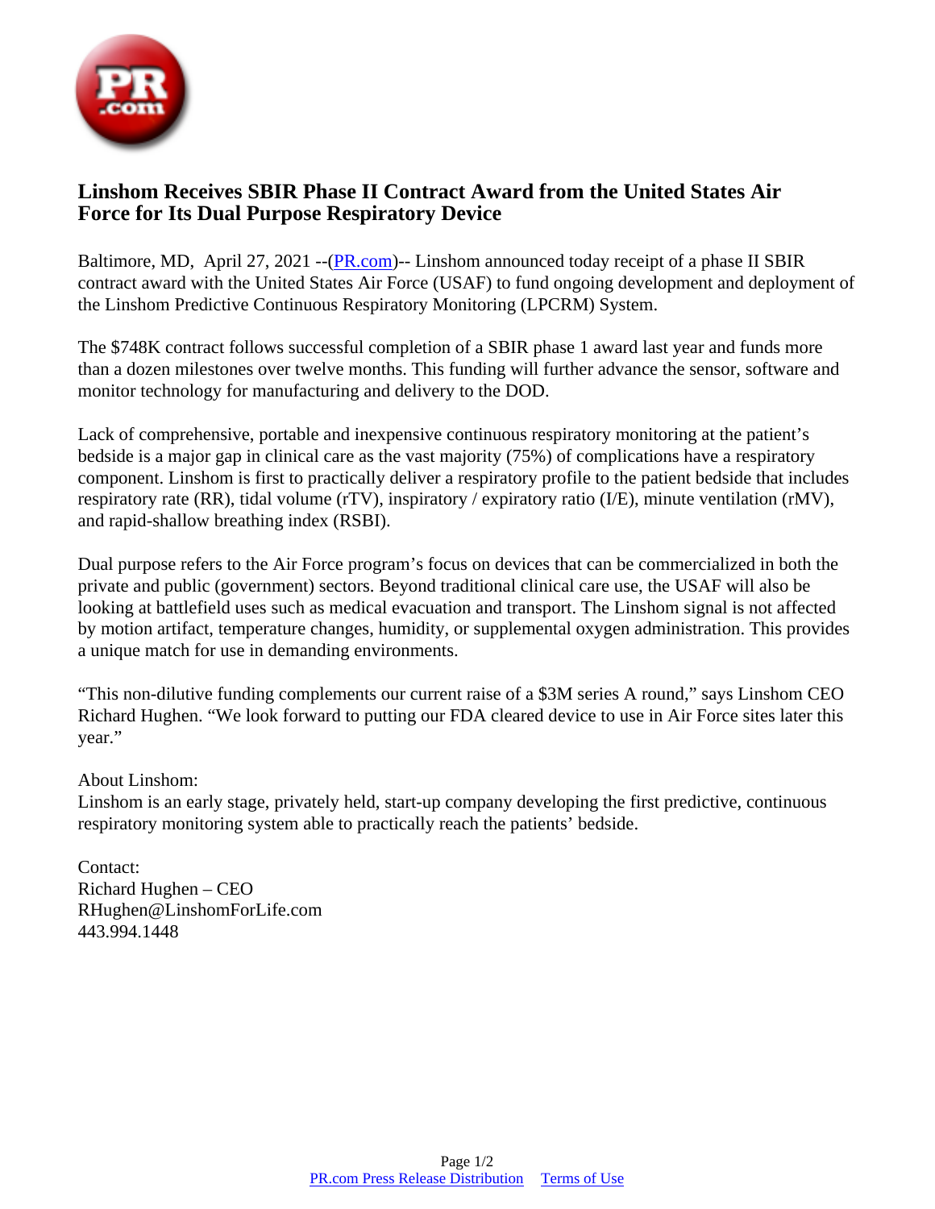# Linshom Receives SBIR Phase II Contract Award from the United States Air Force for Its Dual Purpose Respiratory Device

Baltimore, MD, April 27, 2021 --(PR.com)-- Linshom announced today receipt of a phase II SBIR contract award with the United States Air Force (USAF) to fund ongoing development and deployment of the Linshom Predictive Continuous Respiratory Monitoring (LPCRM) System.

The $748K contract follows successful completion of a SBIR phase 1 award last year and funds more than a dozen milestones over twelve months. This funding will further advance the sensor, software and monitor technology for manufacturing and delivery to the DOD.

Lack of comprehensive, portable and inexpensive continuous respiratory monitoring at the patient's bedside is a major gap in clinical care as the vast majority (75%) of complications have a respiratory component. Linshom is first to practically deliver a respiratory profile to the patient bedside that includes respiratory rate (RR), tidal volume (rTV), inspiratory / expiratory ratio (I/E), minute ventilation (rMV), and rapid-shallow breathing index (RSBI).

Dual purpose refers to the Air Force program's focus on devices that can be commercialized in both the private and public (government) sectors. Beyond traditional clinical care use, the USAF will also be looking at battlefield uses such as medical evacuation and transport. The Linshom signal is not affected by motion artifact, temperature changes, humidity, or supplemental oxygen administration. This provides a unique match for use in demanding environments.

"This non-dilutive funding complements our current raise of a $3M series A round," says Linshom CEO Richard Hughen. "We look forward to putting our FDA cleared device to use in Air Force sites later this year."

About Linshom:
Linshom is an early stage, privately held, start-up company developing the first predictive, continuous respiratory monitoring system able to practically reach the patients' bedside.

Contact:
Richard Hughen – CEO
RHughen@LinshomForLife.com
443.994.1448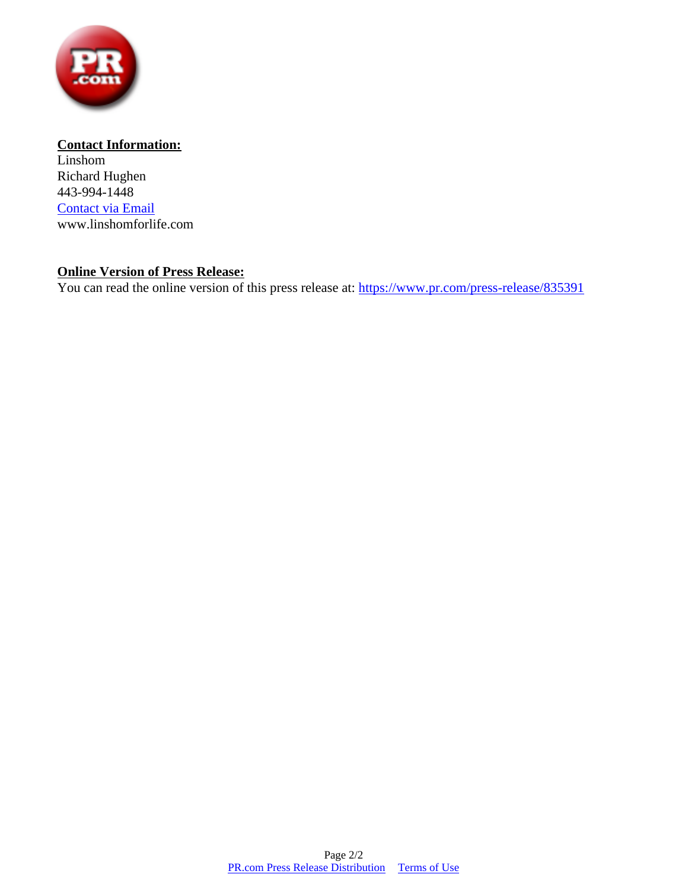**Contact Information:**
Linshom
Richard Hughen
443-994-1448
Contact via Email
www.linshomforlife.com

**Online Version of Press Release:**
You can read the online version of this press release at: https://www.pr.com/press-release/835391